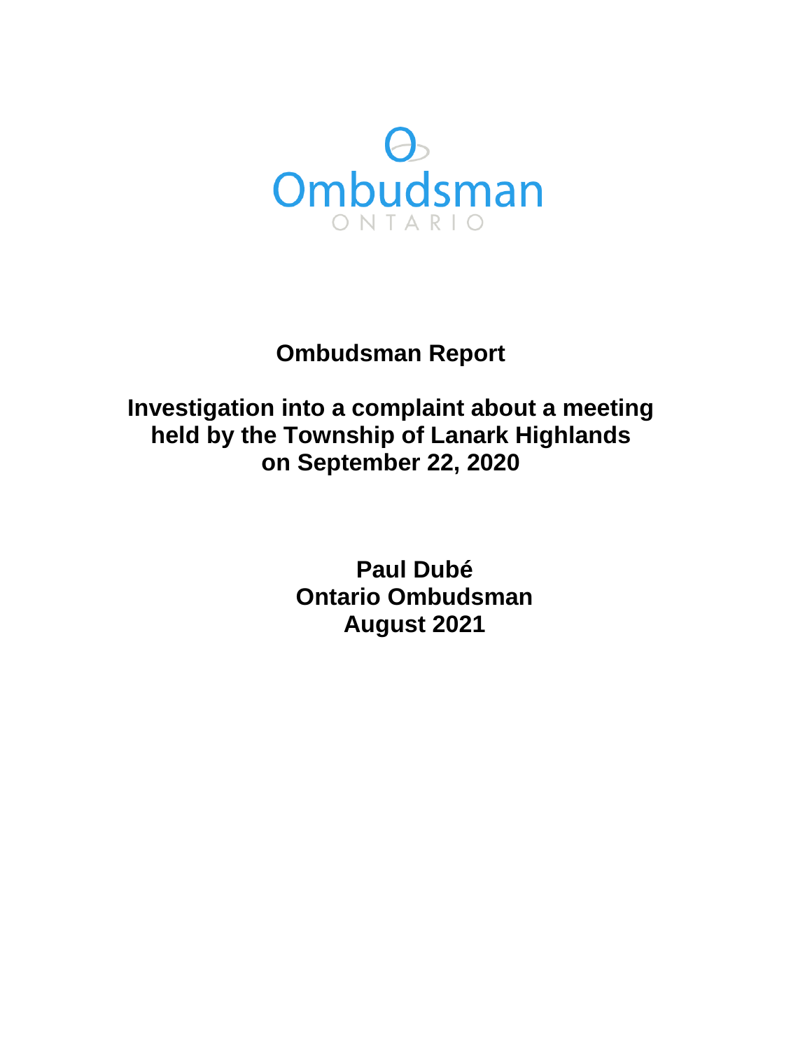Ombudsman

ONTARIO

# Ombudsman Report

## Investigation into a complaint about a meeting held by the Township of Lanark Highlands on September 22, 2020

**Paul Dubé**
**Ontario Ombudsman**
**August 2021**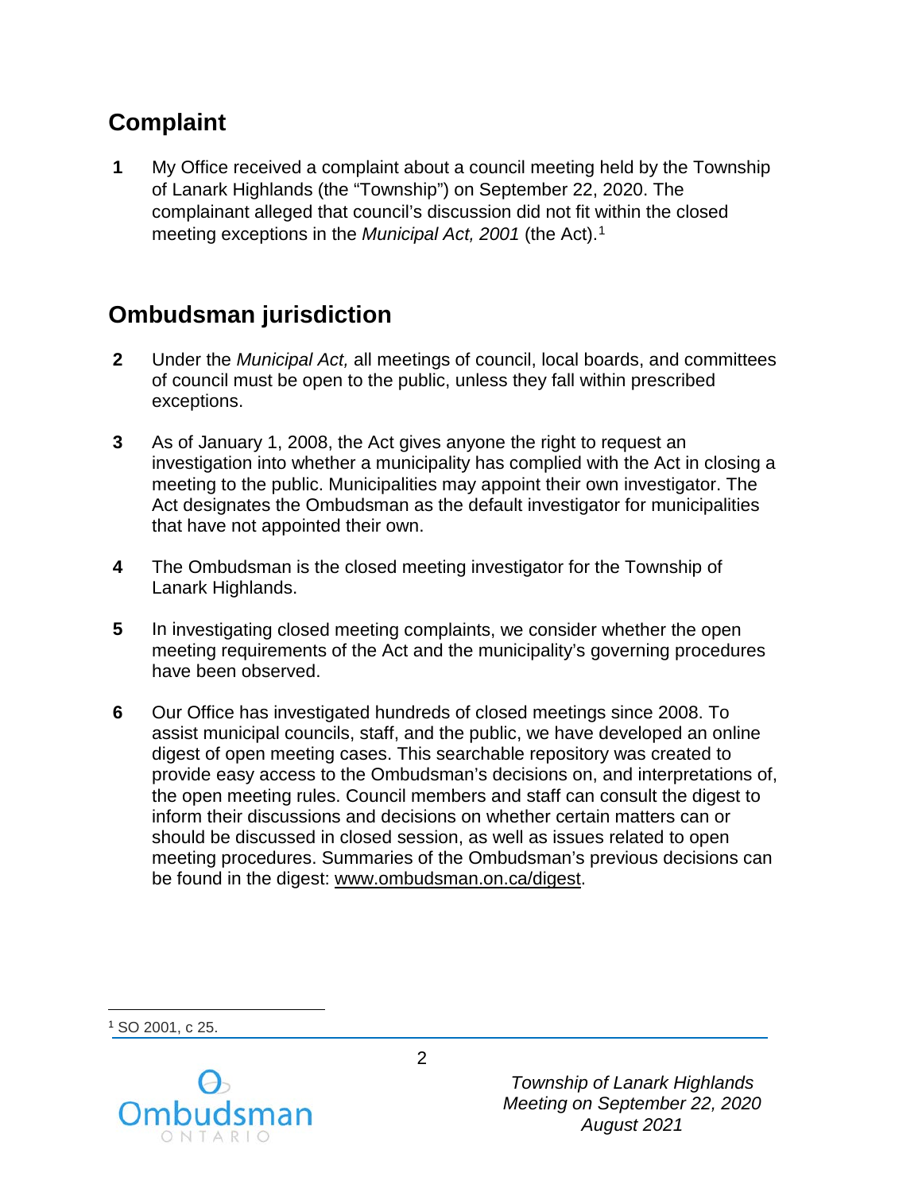## Complaint

**1** My Office received a complaint about a council meeting held by the Township of Lanark Highlands (the "Township") on September 22, 2020. The complainant alleged that council's discussion did not fit within the closed meeting exceptions in the *Municipal Act, 2001* (the Act).[1]

## Ombudsman jurisdiction

**2** Under the *Municipal Act,* all meetings of council, local boards, and committees of council must be open to the public, unless they fall within prescribed exceptions.

**3** As of January 1, 2008, the Act gives anyone the right to request an investigation into whether a municipality has complied with the Act in closing a meeting to the public. Municipalities may appoint their own investigator. The Act designates the Ombudsman as the default investigator for municipalities that have not appointed their own.

**4** The Ombudsman is the closed meeting investigator for the Township of Lanark Highlands.

**5** In investigating closed meeting complaints, we consider whether the open meeting requirements of the Act and the municipality's governing procedures have been observed.

**6** Our Office has investigated hundreds of closed meetings since 2008. To assist municipal councils, staff, and the public, we have developed an online digest of open meeting cases. This searchable repository was created to provide easy access to the Ombudsman's decisions on, and interpretations of, the open meeting rules. Council members and staff can consult the digest to inform their discussions and decisions on whether certain matters can or should be discussed in closed session, as well as issues related to open meeting procedures. Summaries of the Ombudsman's previous decisions can be found in the digest: www.ombudsman.on.ca/digest.

---

[1] SO 2001, c 25.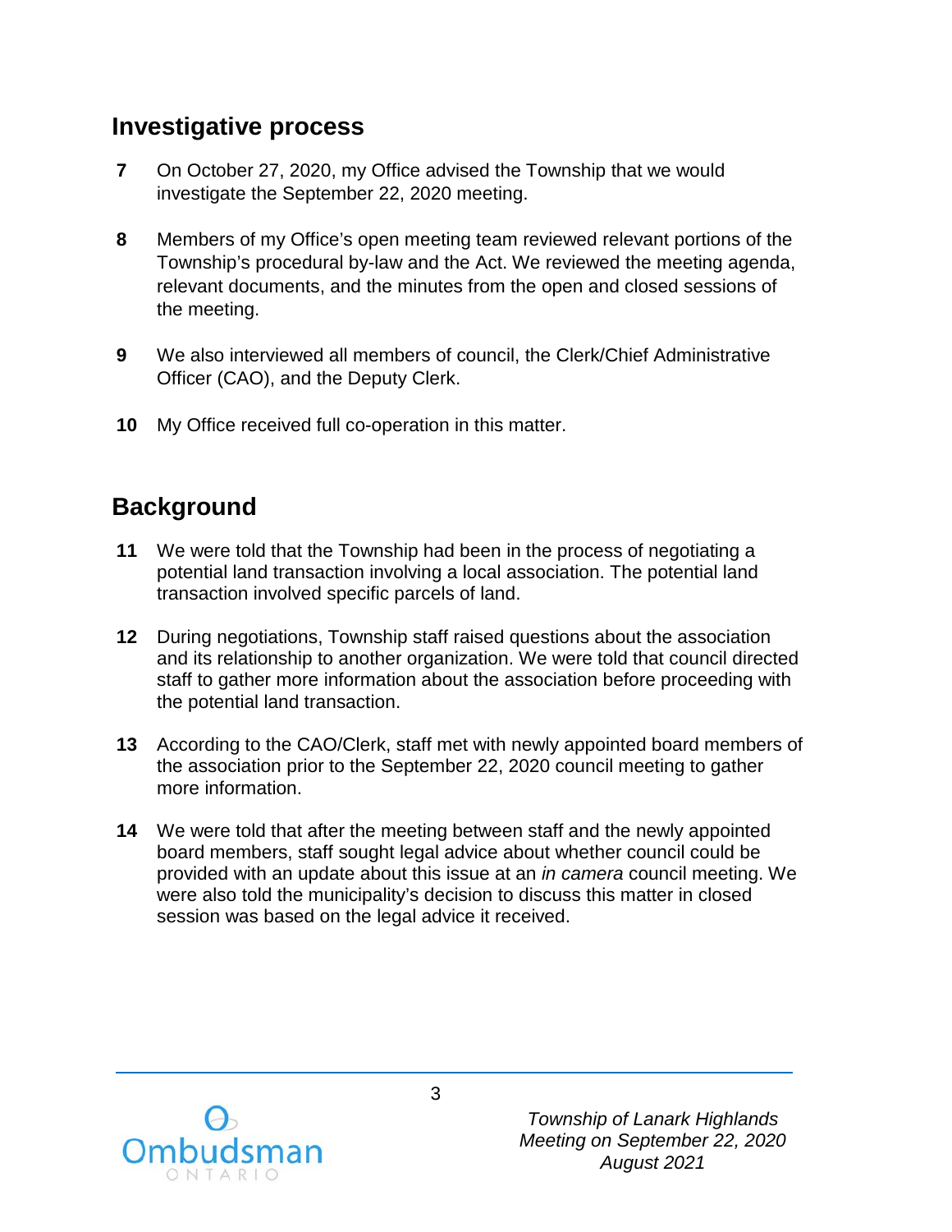## Investigative process

**7** On October 27, 2020, my Office advised the Township that we would investigate the September 22, 2020 meeting.

**8** Members of my Office's open meeting team reviewed relevant portions of the Township's procedural by-law and the Act. We reviewed the meeting agenda, relevant documents, and the minutes from the open and closed sessions of the meeting.

**9** We also interviewed all members of council, the Clerk/Chief Administrative Officer (CAO), and the Deputy Clerk.

**10** My Office received full co-operation in this matter.

## Background

**11** We were told that the Township had been in the process of negotiating a potential land transaction involving a local association. The potential land transaction involved specific parcels of land.

**12** During negotiations, Township staff raised questions about the association and its relationship to another organization. We were told that council directed staff to gather more information about the association before proceeding with the potential land transaction.

**13** According to the CAO/Clerk, staff met with newly appointed board members of the association prior to the September 22, 2020 council meeting to gather more information.

**14** We were told that after the meeting between staff and the newly appointed board members, staff sought legal advice about whether council could be provided with an update about this issue at an *in camera* council meeting. We were also told the municipality's decision to discuss this matter in closed session was based on the legal advice it received.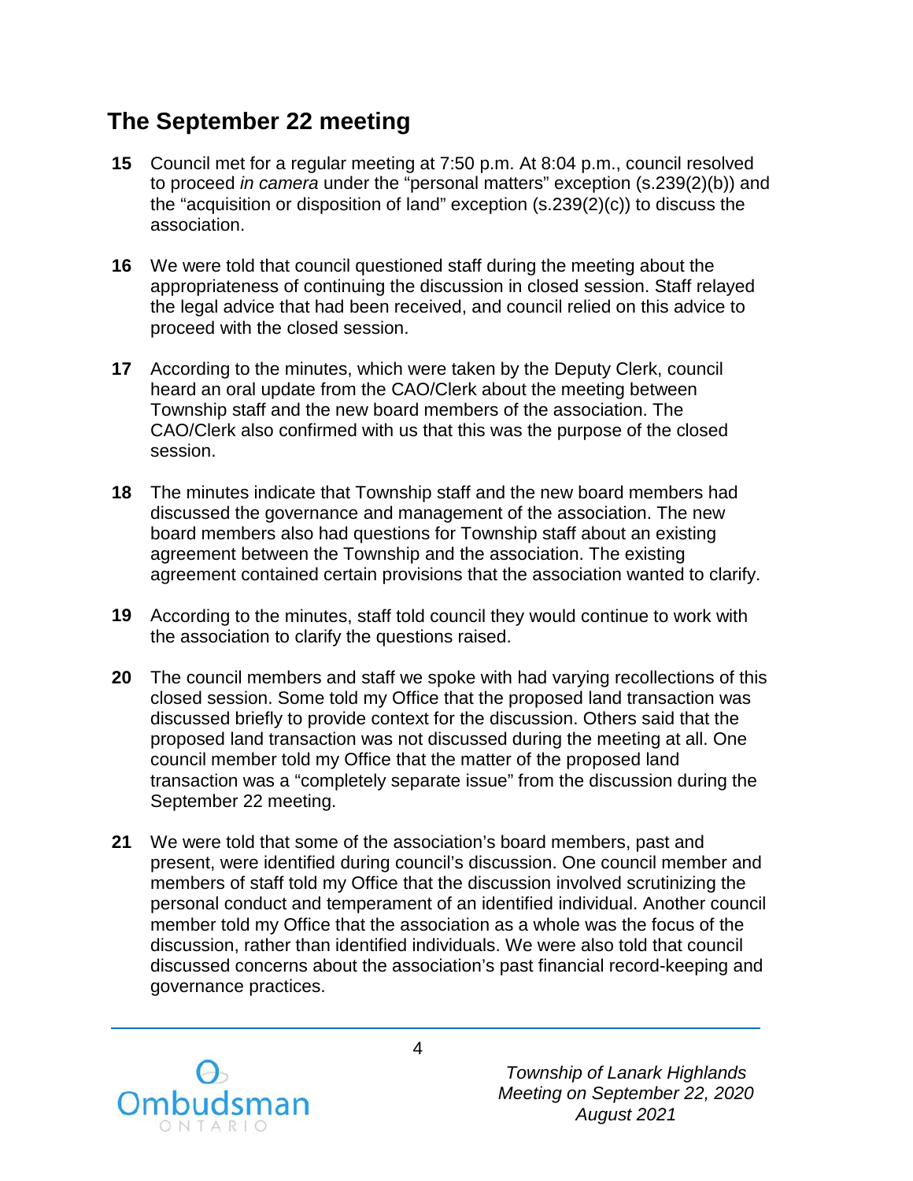## The September 22 meeting

**15** Council met for a regular meeting at 7:50 p.m. At 8:04 p.m., council resolved to proceed *in camera* under the "personal matters" exception (s.239(2)(b)) and the "acquisition or disposition of land" exception (s.239(2)(c)) to discuss the association.

**16** We were told that council questioned staff during the meeting about the appropriateness of continuing the discussion in closed session. Staff relayed the legal advice that had been received, and council relied on this advice to proceed with the closed session.

**17** According to the minutes, which were taken by the Deputy Clerk, council heard an oral update from the CAO/Clerk about the meeting between Township staff and the new board members of the association. The CAO/Clerk also confirmed with us that this was the purpose of the closed session.

**18** The minutes indicate that Township staff and the new board members had discussed the governance and management of the association. The new board members also had questions for Township staff about an existing agreement between the Township and the association. The existing agreement contained certain provisions that the association wanted to clarify.

**19** According to the minutes, staff told council they would continue to work with the association to clarify the questions raised.

**20** The council members and staff we spoke with had varying recollections of this closed session. Some told my Office that the proposed land transaction was discussed briefly to provide context for the discussion. Others said that the proposed land transaction was not discussed during the meeting at all. One council member told my Office that the matter of the proposed land transaction was a "completely separate issue" from the discussion during the September 22 meeting.

**21** We were told that some of the association's board members, past and present, were identified during council's discussion. One council member and members of staff told my Office that the discussion involved scrutinizing the personal conduct and temperament of an identified individual. Another council member told my Office that the association as a whole was the focus of the discussion, rather than identified individuals. We were also told that council discussed concerns about the association's past financial record-keeping and governance practices.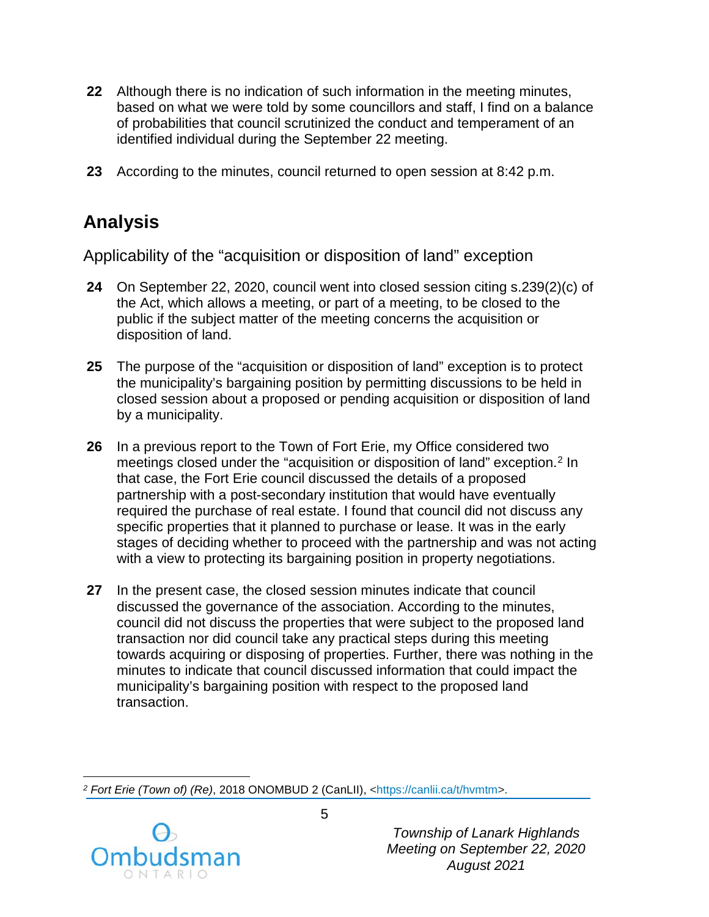**22** Although there is no indication of such information in the meeting minutes, based on what we were told by some councillors and staff, I find on a balance of probabilities that council scrutinized the conduct and temperament of an identified individual during the September 22 meeting.

**23** According to the minutes, council returned to open session at 8:42 p.m.

## Analysis

### Applicability of the "acquisition or disposition of land" exception

**24** On September 22, 2020, council went into closed session citing s.239(2)(c) of the Act, which allows a meeting, or part of a meeting, to be closed to the public if the subject matter of the meeting concerns the acquisition or disposition of land.

**25** The purpose of the "acquisition or disposition of land" exception is to protect the municipality's bargaining position by permitting discussions to be held in closed session about a proposed or pending acquisition or disposition of land by a municipality.

**26** In a previous report to the Town of Fort Erie, my Office considered two meetings closed under the "acquisition or disposition of land" exception.[2] In that case, the Fort Erie council discussed the details of a proposed partnership with a post-secondary institution that would have eventually required the purchase of real estate. I found that council did not discuss any specific properties that it planned to purchase or lease. It was in the early stages of deciding whether to proceed with the partnership and was not acting with a view to protecting its bargaining position in property negotiations.

**27** In the present case, the closed session minutes indicate that council discussed the governance of the association. According to the minutes, council did not discuss the properties that were subject to the proposed land transaction nor did council take any practical steps during this meeting towards acquiring or disposing of properties. Further, there was nothing in the minutes to indicate that council discussed information that could impact the municipality's bargaining position with respect to the proposed land transaction.

---

[2] *Fort Erie (Town of) (Re)*, 2018 ONOMBUD 2 (CanLII), <https://canlii.ca/t/hvmtm>.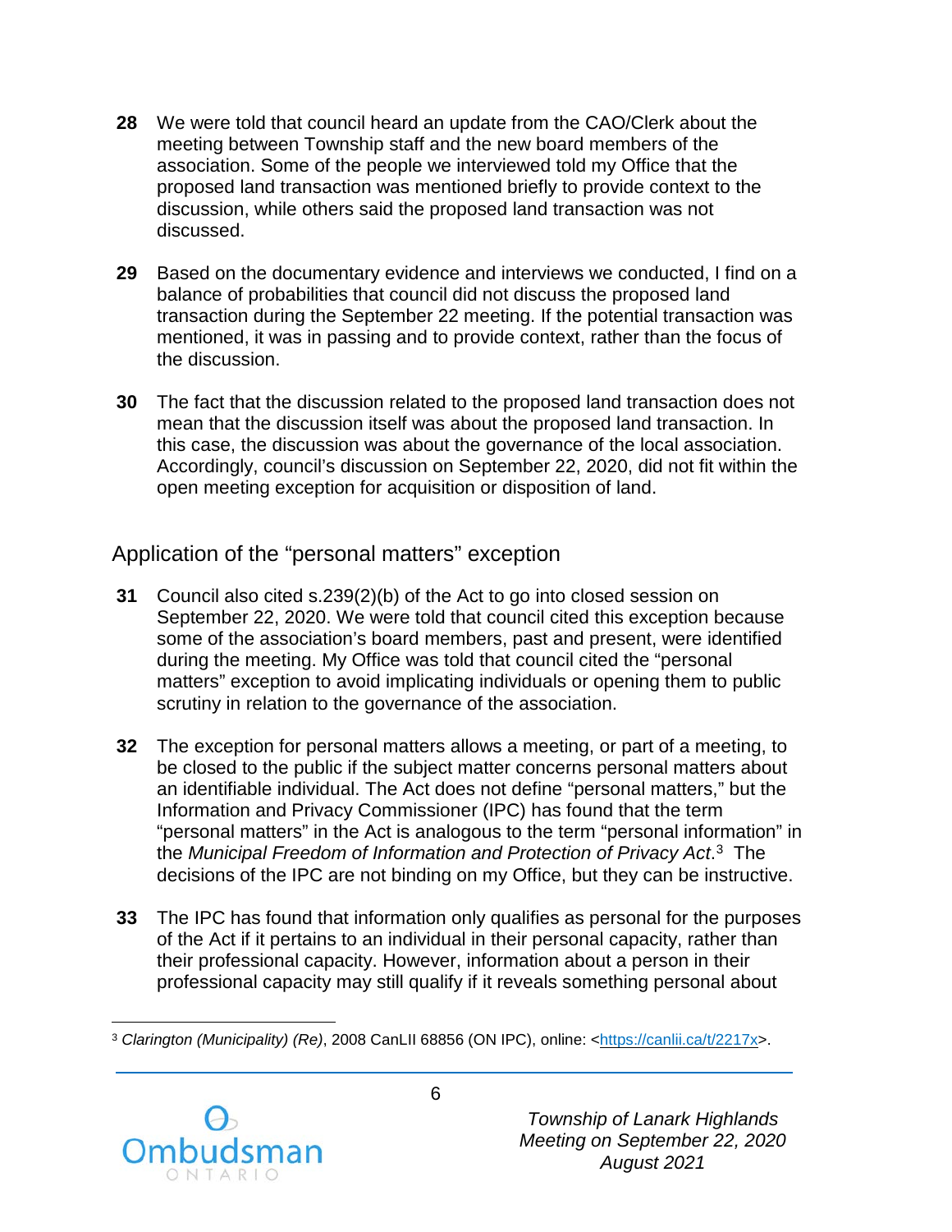**28** We were told that council heard an update from the CAO/Clerk about the meeting between Township staff and the new board members of the association. Some of the people we interviewed told my Office that the proposed land transaction was mentioned briefly to provide context to the discussion, while others said the proposed land transaction was not discussed.

**29** Based on the documentary evidence and interviews we conducted, I find on a balance of probabilities that council did not discuss the proposed land transaction during the September 22 meeting. If the potential transaction was mentioned, it was in passing and to provide context, rather than the focus of the discussion.

**30** The fact that the discussion related to the proposed land transaction does not mean that the discussion itself was about the proposed land transaction. In this case, the discussion was about the governance of the local association. Accordingly, council's discussion on September 22, 2020, did not fit within the open meeting exception for acquisition or disposition of land.

## Application of the "personal matters" exception

**31** Council also cited s.239(2)(b) of the Act to go into closed session on September 22, 2020. We were told that council cited this exception because some of the association's board members, past and present, were identified during the meeting. My Office was told that council cited the "personal matters" exception to avoid implicating individuals or opening them to public scrutiny in relation to the governance of the association.

**32** The exception for personal matters allows a meeting, or part of a meeting, to be closed to the public if the subject matter concerns personal matters about an identifiable individual. The Act does not define "personal matters," but the Information and Privacy Commissioner (IPC) has found that the term "personal matters" in the Act is analogous to the term "personal information" in the *Municipal Freedom of Information and Protection of Privacy Act*.[3] The decisions of the IPC are not binding on my Office, but they can be instructive.

**33** The IPC has found that information only qualifies as personal for the purposes of the Act if it pertains to an individual in their personal capacity, rather than their professional capacity. However, information about a person in their professional capacity may still qualify if it reveals something personal about

---

[3] *Clarington (Municipality) (Re)*, 2008 CanLII 68856 (ON IPC), online: <https://canlii.ca/t/2217x>.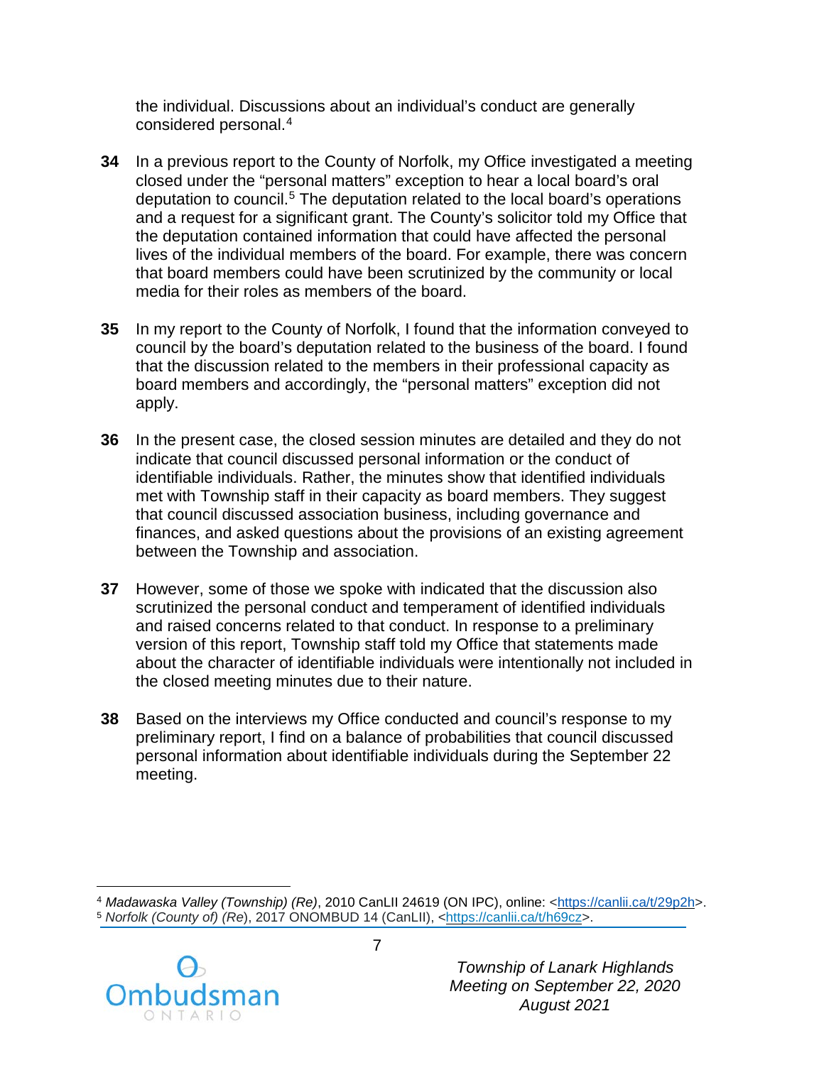the individual. Discussions about an individual's conduct are generally considered personal.[4]

**34** In a previous report to the County of Norfolk, my Office investigated a meeting closed under the "personal matters" exception to hear a local board's oral deputation to council.[5] The deputation related to the local board's operations and a request for a significant grant. The County's solicitor told my Office that the deputation contained information that could have affected the personal lives of the individual members of the board. For example, there was concern that board members could have been scrutinized by the community or local media for their roles as members of the board.

**35** In my report to the County of Norfolk, I found that the information conveyed to council by the board's deputation related to the business of the board. I found that the discussion related to the members in their professional capacity as board members and accordingly, the "personal matters" exception did not apply.

**36** In the present case, the closed session minutes are detailed and they do not indicate that council discussed personal information or the conduct of identifiable individuals. Rather, the minutes show that identified individuals met with Township staff in their capacity as board members. They suggest that council discussed association business, including governance and finances, and asked questions about the provisions of an existing agreement between the Township and association.

**37** However, some of those we spoke with indicated that the discussion also scrutinized the personal conduct and temperament of identified individuals and raised concerns related to that conduct. In response to a preliminary version of this report, Township staff told my Office that statements made about the character of identifiable individuals were intentionally not included in the closed meeting minutes due to their nature.

**38** Based on the interviews my Office conducted and council's response to my preliminary report, I find on a balance of probabilities that council discussed personal information about identifiable individuals during the September 22 meeting.

---

[4] *Madawaska Valley (Township) (Re)*, 2010 CanLII 24619 (ON IPC), online: <https://canlii.ca/t/29p2h>.
[5] *Norfolk (County of) (Re*), 2017 ONOMBUD 14 (CanLII), <https://canlii.ca/t/h69cz>.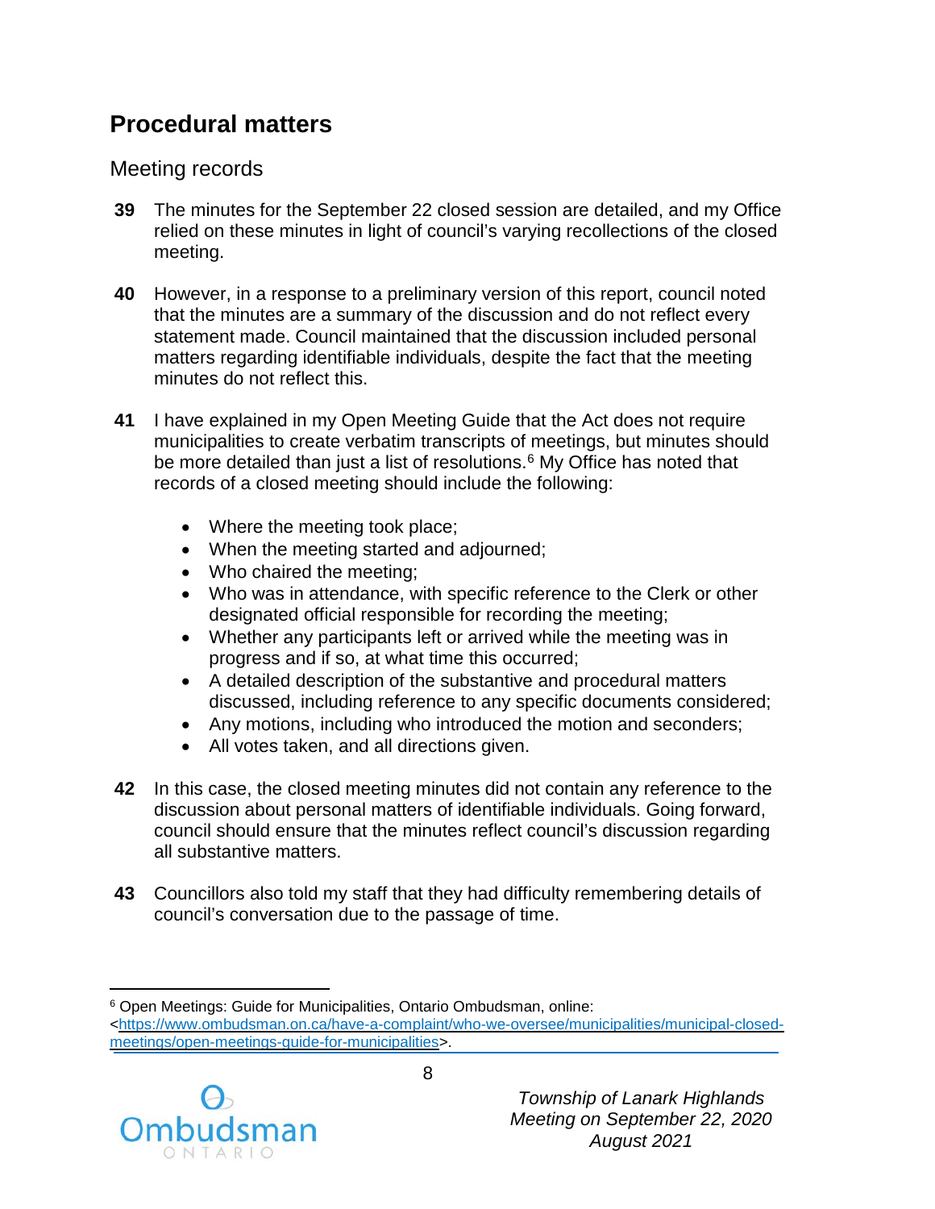## Procedural matters

### Meeting records

**39** The minutes for the September 22 closed session are detailed, and my Office relied on these minutes in light of council's varying recollections of the closed meeting.

**40** However, in a response to a preliminary version of this report, council noted that the minutes are a summary of the discussion and do not reflect every statement made. Council maintained that the discussion included personal matters regarding identifiable individuals, despite the fact that the meeting minutes do not reflect this.

**41** I have explained in my Open Meeting Guide that the Act does not require municipalities to create verbatim transcripts of meetings, but minutes should be more detailed than just a list of resolutions.[6] My Office has noted that records of a closed meeting should include the following:

- Where the meeting took place;
- When the meeting started and adjourned;
- Who chaired the meeting;
- Who was in attendance, with specific reference to the Clerk or other designated official responsible for recording the meeting;
- Whether any participants left or arrived while the meeting was in progress and if so, at what time this occurred;
- A detailed description of the substantive and procedural matters discussed, including reference to any specific documents considered;
- Any motions, including who introduced the motion and seconders;
- All votes taken, and all directions given.

**42** In this case, the closed meeting minutes did not contain any reference to the discussion about personal matters of identifiable individuals. Going forward, council should ensure that the minutes reflect council's discussion regarding all substantive matters.

**43** Councillors also told my staff that they had difficulty remembering details of council's conversation due to the passage of time.

---

[6] Open Meetings: Guide for Municipalities, Ontario Ombudsman, online: <https://www.ombudsman.on.ca/have-a-complaint/who-we-oversee/municipalities/municipal-closed-meetings/open-meetings-guide-for-municipalities>.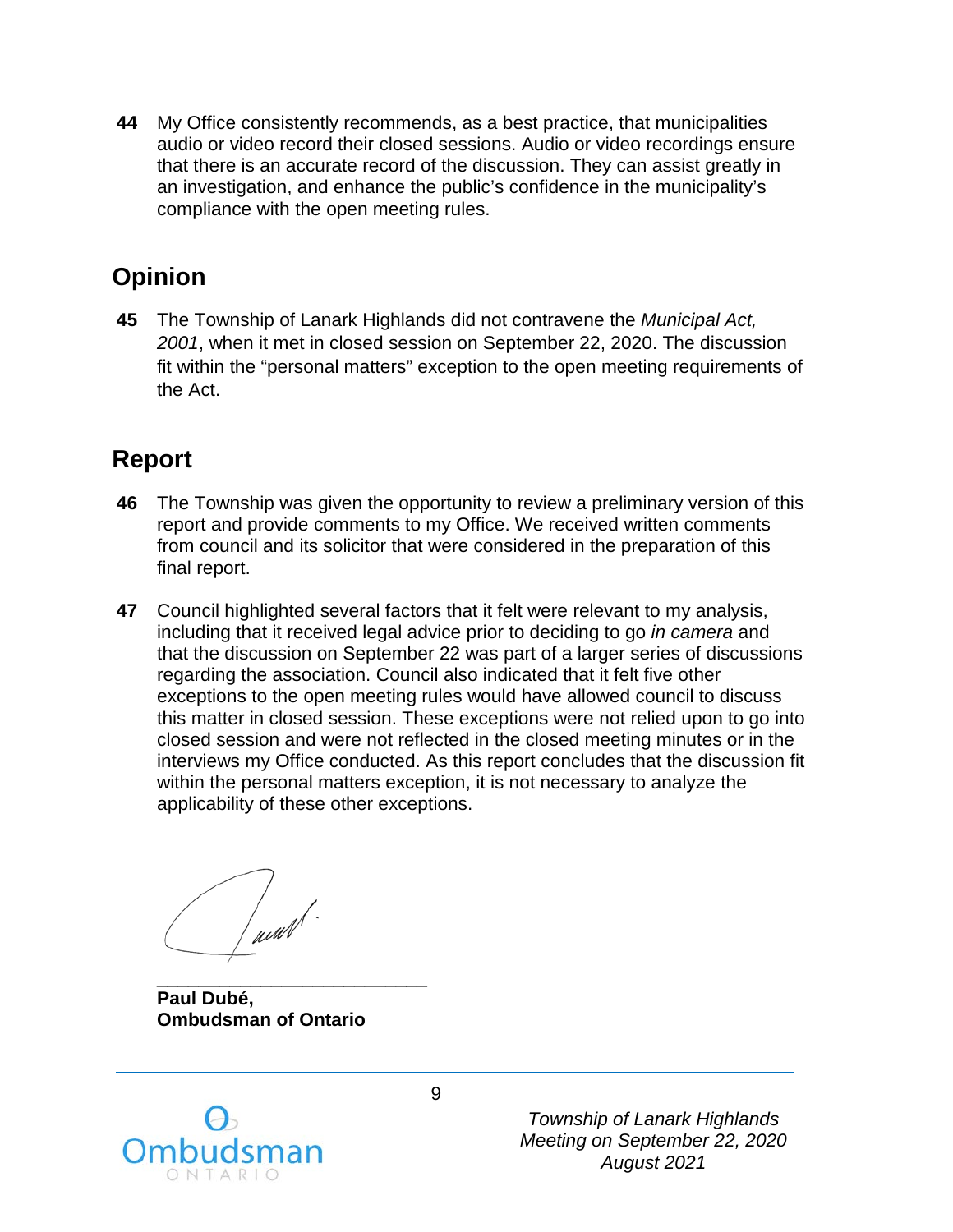**44** My Office consistently recommends, as a best practice, that municipalities audio or video record their closed sessions. Audio or video recordings ensure that there is an accurate record of the discussion. They can assist greatly in an investigation, and enhance the public's confidence in the municipality's compliance with the open meeting rules.

## Opinion

**45** The Township of Lanark Highlands did not contravene the *Municipal Act, 2001*, when it met in closed session on September 22, 2020. The discussion fit within the "personal matters" exception to the open meeting requirements of the Act.

## Report

**46** The Township was given the opportunity to review a preliminary version of this report and provide comments to my Office. We received written comments from council and its solicitor that were considered in the preparation of this final report.

**47** Council highlighted several factors that it felt were relevant to my analysis, including that it received legal advice prior to deciding to go *in camera* and that the discussion on September 22 was part of a larger series of discussions regarding the association. Council also indicated that it felt five other exceptions to the open meeting rules would have allowed council to discuss this matter in closed session. These exceptions were not relied upon to go into closed session and were not reflected in the closed meeting minutes or in the interviews my Office conducted. As this report concludes that the discussion fit within the personal matters exception, it is not necessary to analyze the applicability of these other exceptions.

\_\_\_\_\_\_\_\_\_\_\_\_\_\_\_\_\_\_\_\_\_\_\_\_\_\_

**Paul Dubé,**
**Ombudsman of Ontario**